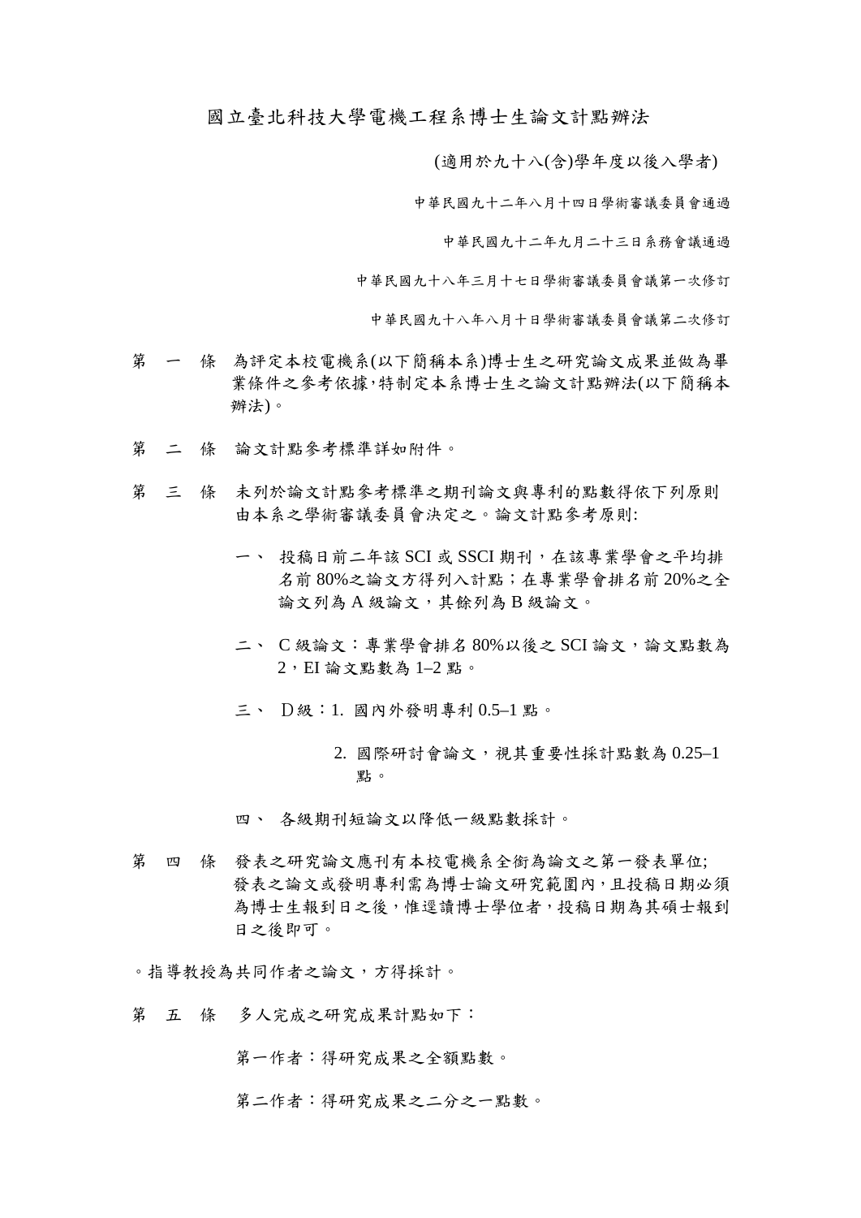# 國立臺北科技大學電機工程系博士生論文計點辦法

(適用於九十八(含)學年度以後入學者)

中華民國九十二年八月十四日學術審議委員會通過

中華民國九十二年九月二十三日系務會議通過

中華民國九十八年三月十七日學術審議委員會議第一次修訂

中華民國九十八年八月十日學術審議委員會議第二次修訂

第 一 條 為評定本校電機系(以下簡稱本系)博士生之研究論文成果並做為畢業條件之參考依據,特制定本系博士生之論文計點辦法(以下簡稱本辦法)。

第 二 條 論文計點參考標準詳如附件。

第 三 條 未列於論文計點參考標準之期刊論文與專利的點數得依下列原則由本系之學術審議委員會決定之。論文計點參考原則:

一、 投稿日前二年該 SCI 或 SSCI 期刊，在該專業學會之平均排名前 80%之論文方得列入計點；在專業學會排名前 20%之全論文列為 A 級論文，其餘列為 B 級論文。

二、 C 級論文：專業學會排名 80%以後之 SCI 論文，論文點數為 2，EI 論文點數為 1–2 點。

三、 D級：1. 國內外發明專利 0.5–1 點。

2. 國際研討會論文，視其重要性採計點數為 0.25–1 點。

四、 各級期刊短論文以降低一級點數採計。

第 四 條 發表之研究論文應刊有本校電機系全銜為論文之第一發表單位;發表之論文或發明專利需為博士論文研究範圍內,且投稿日期必須為博士生報到日之後,惟逕讀博士學位者,投稿日期為其碩士報到日之後即可。

。指導教授為共同作者之論文，方得採計。

第 五 條 多人完成之研究成果計點如下：

第一作者：得研究成果之全額點數。

第二作者：得研究成果之二分之一點數。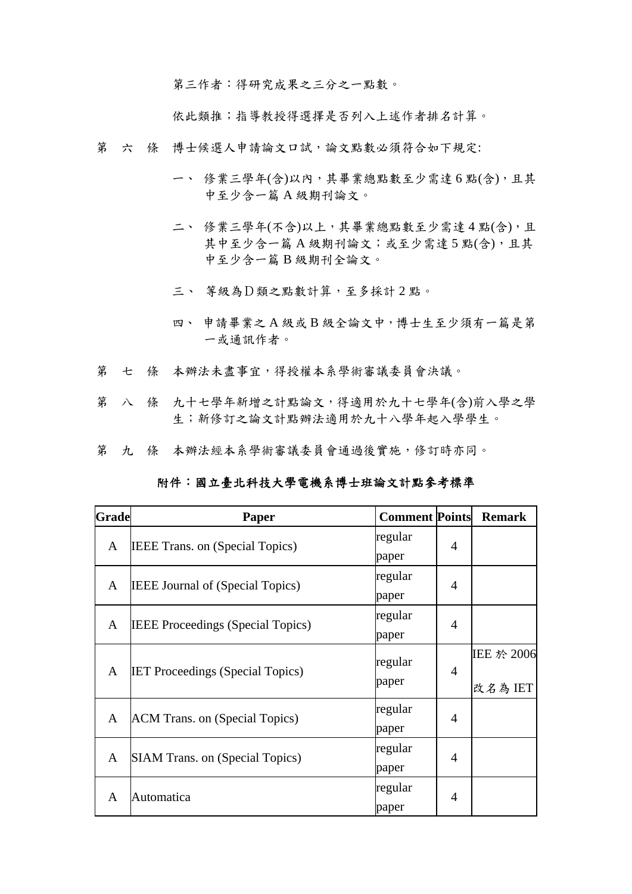第三作者：得研究成果之三分之一點數。

依此類推；指導教授得選擇是否列入上述作者排名計算。

第　六　條　博士候選人申請論文口試，論文點數必須符合如下規定:

一、 修業三學年(含)以內，其畢業總點數至少需達 6 點(含)，且其中至少含一篇 A 級期刊論文。

二、 修業三學年(不含)以上，其畢業總點數至少需達 4 點(含)，且其中至少含一篇 A 級期刊論文；或至少需達 5 點(含)，且其中至少含一篇 B 級期刊全論文。

三、 等級為D類之點數計算，至多採計 2 點。

四、 申請畢業之 A 級或 B 級全論文中，博士生至少須有一篇是第一或通訊作者。

第　七　條　本辦法未盡事宜，得授權本系學術審議委員會決議。

第　八　條　九十七學年新增之計點論文，得適用於九十七學年(含)前入學之學生；新修訂之論文計點辦法適用於九十八學年起入學學生。

第　九　條　本辦法經本系學術審議委員會通過後實施，修訂時亦同。

**附件：國立臺北科技大學電機系博士班論文計點參考標準**

| Grade | Paper | Comment | Points | Remark |
|---|---|---|---|---|
| A | IEEE Trans. on (Special Topics) | regular paper | 4 | |
| A | IEEE Journal of (Special Topics) | regular paper | 4 | |
| A | IEEE Proceedings (Special Topics) | regular paper | 4 | |
| A | IET Proceedings (Special Topics) | regular paper | 4 | IEE 於 2006 改名為 IET |
| A | ACM Trans. on (Special Topics) | regular paper | 4 | |
| A | SIAM Trans. on (Special Topics) | regular paper | 4 | |
| A | Automatica | regular paper | 4 | |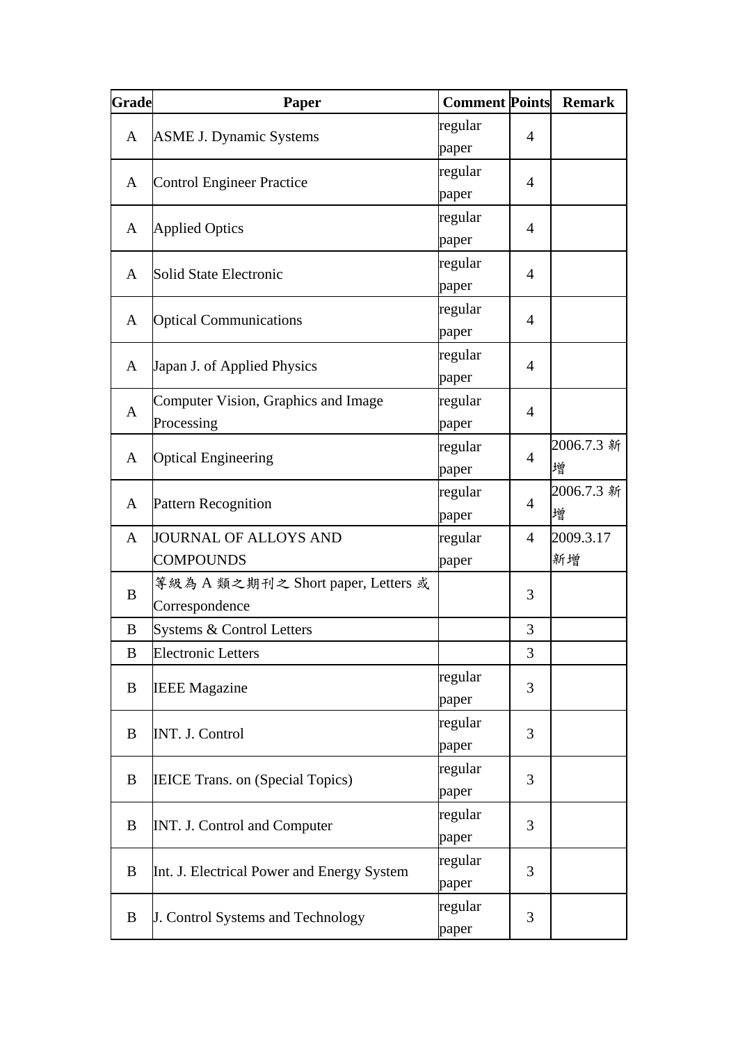| Grade | Paper | Comment | Points | Remark |
|---|---|---|---|---|
| A | ASME J. Dynamic Systems | regular paper | 4 | |
| A | Control Engineer Practice | regular paper | 4 | |
| A | Applied Optics | regular paper | 4 | |
| A | Solid State Electronic | regular paper | 4 | |
| A | Optical Communications | regular paper | 4 | |
| A | Japan J. of Applied Physics | regular paper | 4 | |
| A | Computer Vision, Graphics and Image Processing | regular paper | 4 | |
| A | Optical Engineering | regular paper | 4 | 2006.7.3 新增 |
| A | Pattern Recognition | regular paper | 4 | 2006.7.3 新增 |
| A | JOURNAL OF ALLOYS AND COMPOUNDS | regular paper | 4 | 2009.3.17 新增 |
| B | 等級為 A 類之期刊之 Short paper, Letters 或 Correspondence | | 3 | |
| B | Systems & Control Letters | | 3 | |
| B | Electronic Letters | | 3 | |
| B | IEEE Magazine | regular paper | 3 | |
| B | INT. J. Control | regular paper | 3 | |
| B | IEICE Trans. on (Special Topics) | regular paper | 3 | |
| B | INT. J. Control and Computer | regular paper | 3 | |
| B | Int. J. Electrical Power and Energy System | regular paper | 3 | |
| B | J. Control Systems and Technology | regular paper | 3 | |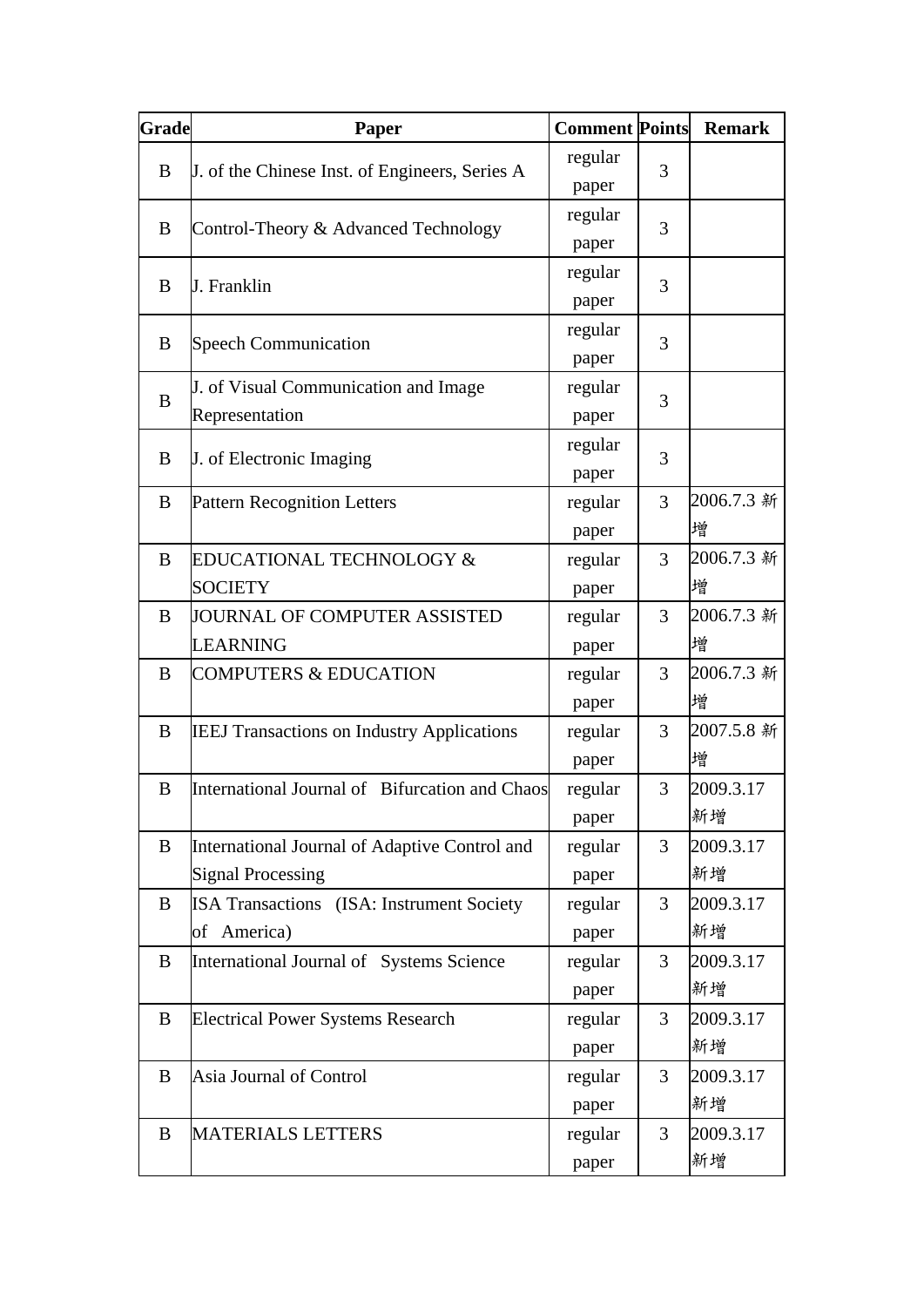| Grade | Paper | Comment | Points | Remark |
|---|---|---|---|---|
| B | J. of the Chinese Inst. of Engineers, Series A | regular paper | 3 | |
| B | Control-Theory & Advanced Technology | regular paper | 3 | |
| B | J. Franklin | regular paper | 3 | |
| B | Speech Communication | regular paper | 3 | |
| B | J. of Visual Communication and Image Representation | regular paper | 3 | |
| B | J. of Electronic Imaging | regular paper | 3 | |
| B | Pattern Recognition Letters | regular paper | 3 | 2006.7.3 新增 |
| B | EDUCATIONAL TECHNOLOGY & SOCIETY | regular paper | 3 | 2006.7.3 新增 |
| B | JOURNAL OF COMPUTER ASSISTED LEARNING | regular paper | 3 | 2006.7.3 新增 |
| B | COMPUTERS & EDUCATION | regular paper | 3 | 2006.7.3 新增 |
| B | IEEJ Transactions on Industry Applications | regular paper | 3 | 2007.5.8 新增 |
| B | International Journal of Bifurcation and Chaos | regular paper | 3 | 2009.3.17 新增 |
| B | International Journal of Adaptive Control and Signal Processing | regular paper | 3 | 2009.3.17 新增 |
| B | ISA Transactions (ISA: Instrument Society of America) | regular paper | 3 | 2009.3.17 新增 |
| B | International Journal of Systems Science | regular paper | 3 | 2009.3.17 新增 |
| B | Electrical Power Systems Research | regular paper | 3 | 2009.3.17 新增 |
| B | Asia Journal of Control | regular paper | 3 | 2009.3.17 新增 |
| B | MATERIALS LETTERS | regular paper | 3 | 2009.3.17 新增 |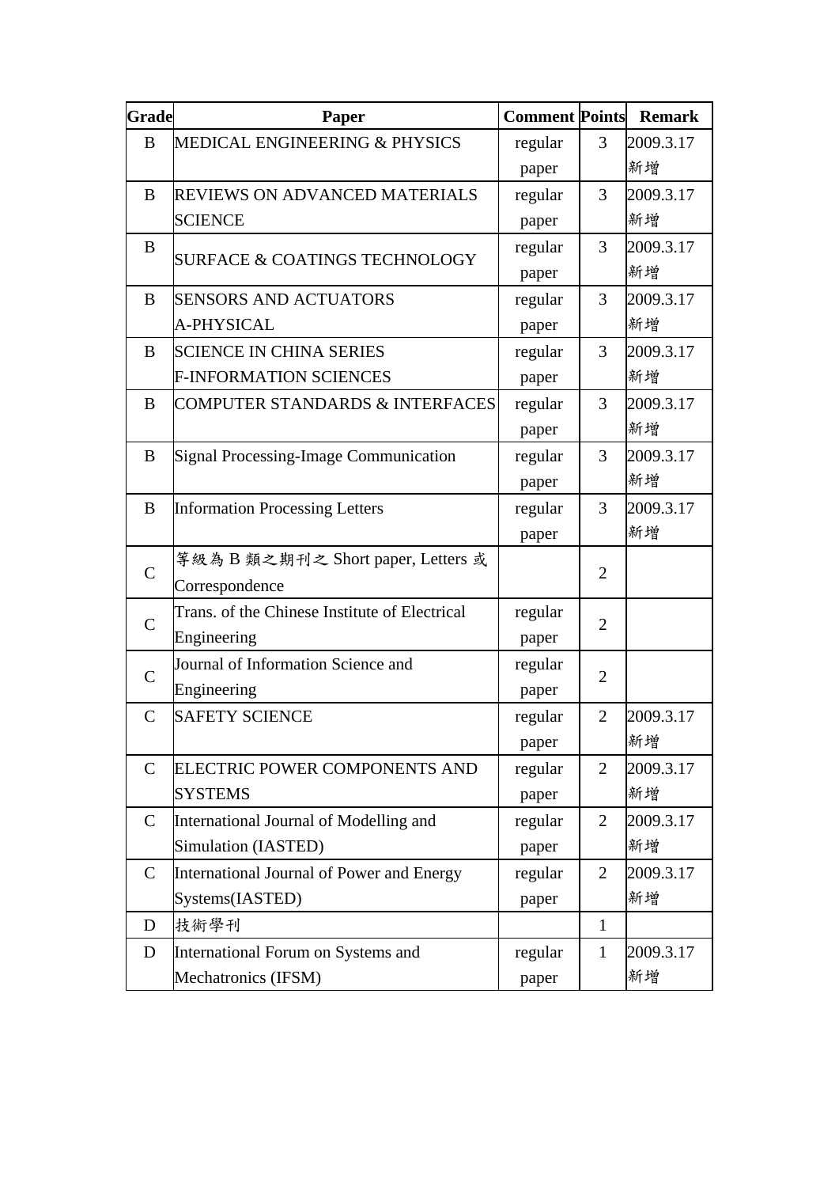| Grade | Paper | Comment | Points | Remark |
|---|---|---|---|---|
| B | MEDICAL ENGINEERING & PHYSICS | regular paper | 3 | 2009.3.17 新增 |
| B | REVIEWS ON ADVANCED MATERIALS SCIENCE | regular paper | 3 | 2009.3.17 新增 |
| B | SURFACE & COATINGS TECHNOLOGY | regular paper | 3 | 2009.3.17 新增 |
| B | SENSORS AND ACTUATORS A-PHYSICAL | regular paper | 3 | 2009.3.17 新增 |
| B | SCIENCE IN CHINA SERIES F-INFORMATION SCIENCES | regular paper | 3 | 2009.3.17 新增 |
| B | COMPUTER STANDARDS & INTERFACES | regular paper | 3 | 2009.3.17 新增 |
| B | Signal Processing-Image Communication | regular paper | 3 | 2009.3.17 新增 |
| B | Information Processing Letters | regular paper | 3 | 2009.3.17 新增 |
| C | 等級為 B 類之期刊之 Short paper, Letters 或 Correspondence | | 2 | |
| C | Trans. of the Chinese Institute of Electrical Engineering | regular paper | 2 | |
| C | Journal of Information Science and Engineering | regular paper | 2 | |
| C | SAFETY SCIENCE | regular paper | 2 | 2009.3.17 新增 |
| C | ELECTRIC POWER COMPONENTS AND SYSTEMS | regular paper | 2 | 2009.3.17 新增 |
| C | International Journal of Modelling and Simulation (IASTED) | regular paper | 2 | 2009.3.17 新增 |
| C | International Journal of Power and Energy Systems(IASTED) | regular paper | 2 | 2009.3.17 新增 |
| D | 技術學刊 | | 1 | |
| D | International Forum on Systems and Mechatronics (IFSM) | regular paper | 1 | 2009.3.17 新增 |